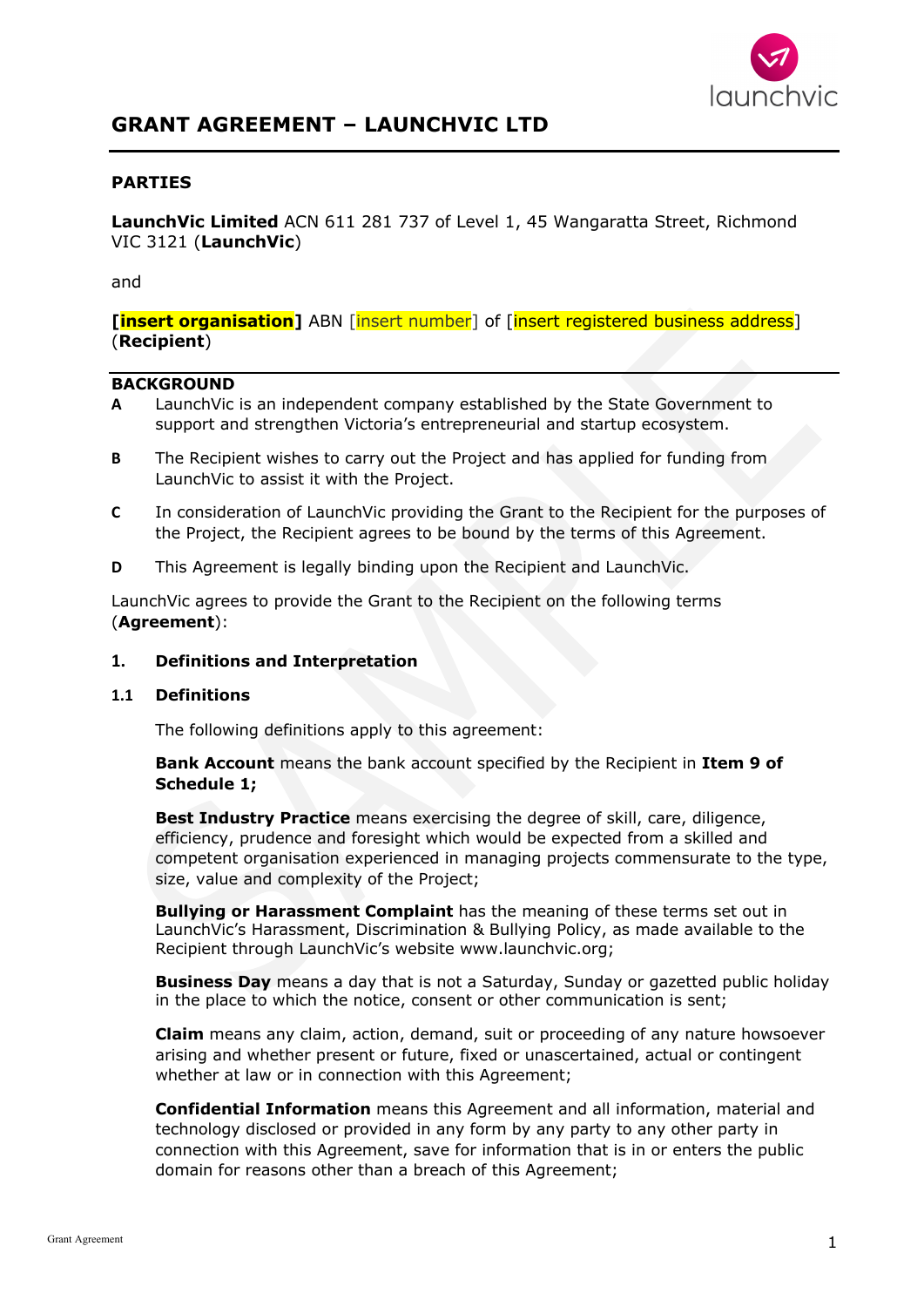# GRANT AGREEMENT – LAUNCHVIC LTD

## PARTIES

**LaunchVic Limited** ACN 611 281 737 of Level 1, 45 Wangaratta Street, Richmond VIC 3121 (**LaunchVic**)

and

**[insert organisation]** ABN [insert number] of [insert registered business address] (**Recipient**)

## BACKGROUND

**A** LaunchVic is an independent company established by the State Government to support and strengthen Victoria's entrepreneurial and startup ecosystem.

**B** The Recipient wishes to carry out the Project and has applied for funding from LaunchVic to assist it with the Project.

**C** In consideration of LaunchVic providing the Grant to the Recipient for the purposes of the Project, the Recipient agrees to be bound by the terms of this Agreement.

**D** This Agreement is legally binding upon the Recipient and LaunchVic.

LaunchVic agrees to provide the Grant to the Recipient on the following terms (**Agreement**):

### 1. Definitions and Interpretation

#### 1.1 Definitions

The following definitions apply to this agreement:

**Bank Account** means the bank account specified by the Recipient in **Item 9 of Schedule 1;**

**Best Industry Practice** means exercising the degree of skill, care, diligence, efficiency, prudence and foresight which would be expected from a skilled and competent organisation experienced in managing projects commensurate to the type, size, value and complexity of the Project;

**Bullying or Harassment Complaint** has the meaning of these terms set out in LaunchVic's Harassment, Discrimination & Bullying Policy, as made available to the Recipient through LaunchVic's website www.launchvic.org;

**Business Day** means a day that is not a Saturday, Sunday or gazetted public holiday in the place to which the notice, consent or other communication is sent;

**Claim** means any claim, action, demand, suit or proceeding of any nature howsoever arising and whether present or future, fixed or unascertained, actual or contingent whether at law or in connection with this Agreement;

**Confidential Information** means this Agreement and all information, material and technology disclosed or provided in any form by any party to any other party in connection with this Agreement, save for information that is in or enters the public domain for reasons other than a breach of this Agreement;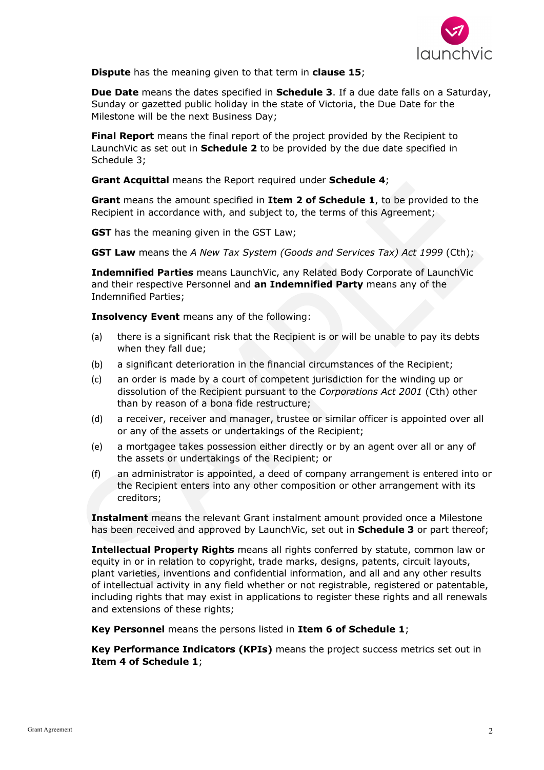**Dispute** has the meaning given to that term in **clause 15**;

**Due Date** means the dates specified in **Schedule 3**. If a due date falls on a Saturday, Sunday or gazetted public holiday in the state of Victoria, the Due Date for the Milestone will be the next Business Day;

**Final Report** means the final report of the project provided by the Recipient to LaunchVic as set out in **Schedule 2** to be provided by the due date specified in Schedule 3;

**Grant Acquittal** means the Report required under **Schedule 4**;

**Grant** means the amount specified in **Item 2 of Schedule 1**, to be provided to the Recipient in accordance with, and subject to, the terms of this Agreement;

**GST** has the meaning given in the GST Law;

**GST Law** means the *A New Tax System (Goods and Services Tax) Act 1999* (Cth);

**Indemnified Parties** means LaunchVic, any Related Body Corporate of LaunchVic and their respective Personnel and **an Indemnified Party** means any of the Indemnified Parties;

**Insolvency Event** means any of the following:

(a) there is a significant risk that the Recipient is or will be unable to pay its debts when they fall due;

(b) a significant deterioration in the financial circumstances of the Recipient;

(c) an order is made by a court of competent jurisdiction for the winding up or dissolution of the Recipient pursuant to the *Corporations Act 2001* (Cth) other than by reason of a bona fide restructure;

(d) a receiver, receiver and manager, trustee or similar officer is appointed over all or any of the assets or undertakings of the Recipient;

(e) a mortgagee takes possession either directly or by an agent over all or any of the assets or undertakings of the Recipient; or

(f) an administrator is appointed, a deed of company arrangement is entered into or the Recipient enters into any other composition or other arrangement with its creditors;

**Instalment** means the relevant Grant instalment amount provided once a Milestone has been received and approved by LaunchVic, set out in **Schedule 3** or part thereof;

**Intellectual Property Rights** means all rights conferred by statute, common law or equity in or in relation to copyright, trade marks, designs, patents, circuit layouts, plant varieties, inventions and confidential information, and all and any other results of intellectual activity in any field whether or not registrable, registered or patentable, including rights that may exist in applications to register these rights and all renewals and extensions of these rights;

**Key Personnel** means the persons listed in **Item 6 of Schedule 1**;

**Key Performance Indicators (KPIs)** means the project success metrics set out in **Item 4 of Schedule 1**;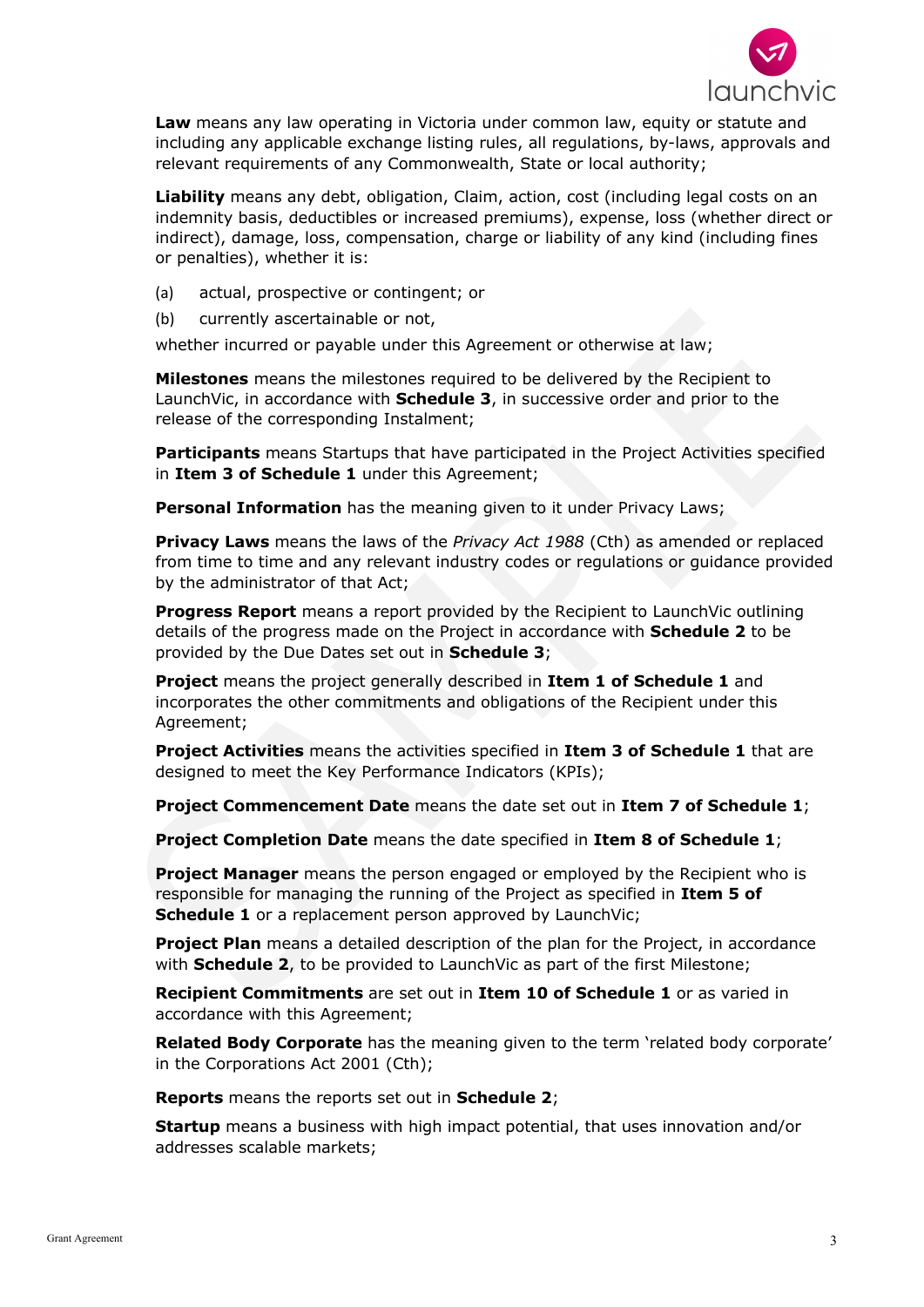**Law** means any law operating in Victoria under common law, equity or statute and including any applicable exchange listing rules, all regulations, by-laws, approvals and relevant requirements of any Commonwealth, State or local authority;

**Liability** means any debt, obligation, Claim, action, cost (including legal costs on an indemnity basis, deductibles or increased premiums), expense, loss (whether direct or indirect), damage, loss, compensation, charge or liability of any kind (including fines or penalties), whether it is:

(a) actual, prospective or contingent; or

(b) currently ascertainable or not,

whether incurred or payable under this Agreement or otherwise at law;

**Milestones** means the milestones required to be delivered by the Recipient to LaunchVic, in accordance with **Schedule 3**, in successive order and prior to the release of the corresponding Instalment;

**Participants** means Startups that have participated in the Project Activities specified in **Item 3 of Schedule 1** under this Agreement;

**Personal Information** has the meaning given to it under Privacy Laws;

**Privacy Laws** means the laws of the *Privacy Act 1988* (Cth) as amended or replaced from time to time and any relevant industry codes or regulations or guidance provided by the administrator of that Act;

**Progress Report** means a report provided by the Recipient to LaunchVic outlining details of the progress made on the Project in accordance with **Schedule 2** to be provided by the Due Dates set out in **Schedule 3**;

**Project** means the project generally described in **Item 1 of Schedule 1** and incorporates the other commitments and obligations of the Recipient under this Agreement;

**Project Activities** means the activities specified in **Item 3 of Schedule 1** that are designed to meet the Key Performance Indicators (KPIs);

**Project Commencement Date** means the date set out in **Item 7 of Schedule 1**;

**Project Completion Date** means the date specified in **Item 8 of Schedule 1**;

**Project Manager** means the person engaged or employed by the Recipient who is responsible for managing the running of the Project as specified in **Item 5 of Schedule 1** or a replacement person approved by LaunchVic;

**Project Plan** means a detailed description of the plan for the Project, in accordance with **Schedule 2**, to be provided to LaunchVic as part of the first Milestone;

**Recipient Commitments** are set out in **Item 10 of Schedule 1** or as varied in accordance with this Agreement;

**Related Body Corporate** has the meaning given to the term 'related body corporate' in the Corporations Act 2001 (Cth);

**Reports** means the reports set out in **Schedule 2**;

**Startup** means a business with high impact potential, that uses innovation and/or addresses scalable markets;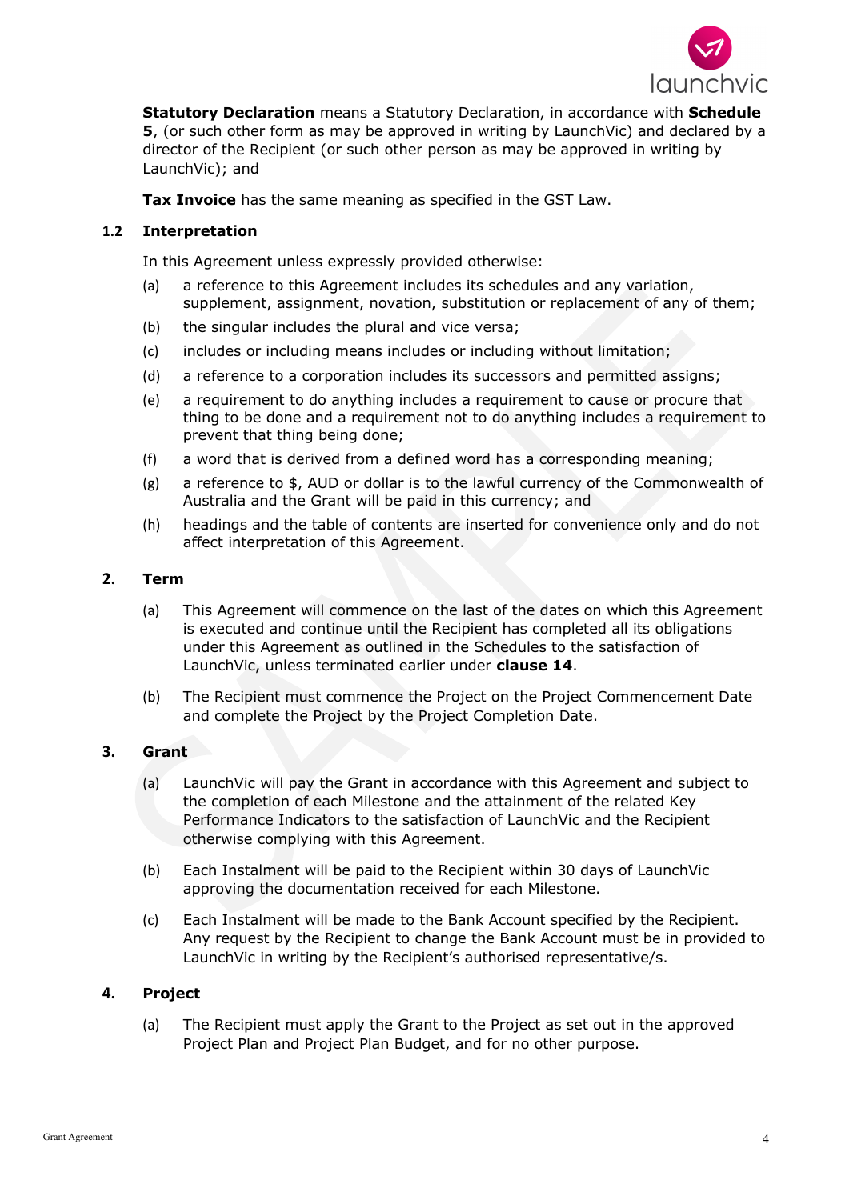**Statutory Declaration** means a Statutory Declaration, in accordance with **Schedule 5**, (or such other form as may be approved in writing by LaunchVic) and declared by a director of the Recipient (or such other person as may be approved in writing by LaunchVic); and

**Tax Invoice** has the same meaning as specified in the GST Law.

### 1.2 Interpretation

In this Agreement unless expressly provided otherwise:

(a) a reference to this Agreement includes its schedules and any variation, supplement, assignment, novation, substitution or replacement of any of them;

(b) the singular includes the plural and vice versa;

(c) includes or including means includes or including without limitation;

(d) a reference to a corporation includes its successors and permitted assigns;

(e) a requirement to do anything includes a requirement to cause or procure that thing to be done and a requirement not to do anything includes a requirement to prevent that thing being done;

(f) a word that is derived from a defined word has a corresponding meaning;

(g) a reference to $, AUD or dollar is to the lawful currency of the Commonwealth of Australia and the Grant will be paid in this currency; and

(h) headings and the table of contents are inserted for convenience only and do not affect interpretation of this Agreement.

## 2. Term

(a) This Agreement will commence on the last of the dates on which this Agreement is executed and continue until the Recipient has completed all its obligations under this Agreement as outlined in the Schedules to the satisfaction of LaunchVic, unless terminated earlier under **clause 14**.

(b) The Recipient must commence the Project on the Project Commencement Date and complete the Project by the Project Completion Date.

## 3. Grant

(a) LaunchVic will pay the Grant in accordance with this Agreement and subject to the completion of each Milestone and the attainment of the related Key Performance Indicators to the satisfaction of LaunchVic and the Recipient otherwise complying with this Agreement.

(b) Each Instalment will be paid to the Recipient within 30 days of LaunchVic approving the documentation received for each Milestone.

(c) Each Instalment will be made to the Bank Account specified by the Recipient. Any request by the Recipient to change the Bank Account must be in provided to LaunchVic in writing by the Recipient's authorised representative/s.

## 4. Project

(a) The Recipient must apply the Grant to the Project as set out in the approved Project Plan and Project Plan Budget, and for no other purpose.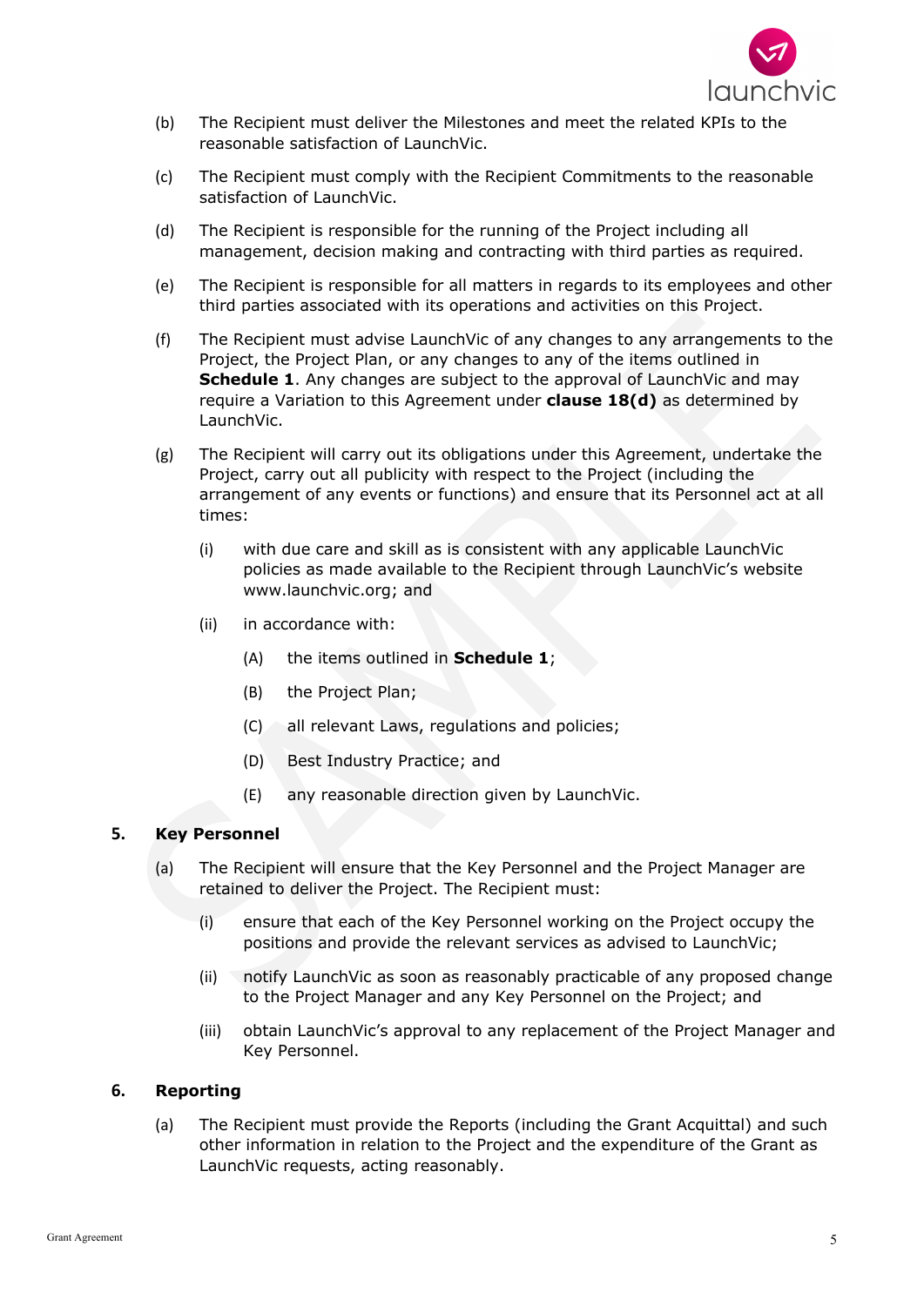(b) The Recipient must deliver the Milestones and meet the related KPIs to the reasonable satisfaction of LaunchVic.

(c) The Recipient must comply with the Recipient Commitments to the reasonable satisfaction of LaunchVic.

(d) The Recipient is responsible for the running of the Project including all management, decision making and contracting with third parties as required.

(e) The Recipient is responsible for all matters in regards to its employees and other third parties associated with its operations and activities on this Project.

(f) The Recipient must advise LaunchVic of any changes to any arrangements to the Project, the Project Plan, or any changes to any of the items outlined in **Schedule 1**. Any changes are subject to the approval of LaunchVic and may require a Variation to this Agreement under **clause 18(d)** as determined by LaunchVic.

(g) The Recipient will carry out its obligations under this Agreement, undertake the Project, carry out all publicity with respect to the Project (including the arrangement of any events or functions) and ensure that its Personnel act at all times:

   (i) with due care and skill as is consistent with any applicable LaunchVic policies as made available to the Recipient through LaunchVic's website www.launchvic.org; and

   (ii) in accordance with:

      (A) the items outlined in **Schedule 1**;

      (B) the Project Plan;

      (C) all relevant Laws, regulations and policies;

      (D) Best Industry Practice; and

      (E) any reasonable direction given by LaunchVic.

## 5. Key Personnel

(a) The Recipient will ensure that the Key Personnel and the Project Manager are retained to deliver the Project. The Recipient must:

   (i) ensure that each of the Key Personnel working on the Project occupy the positions and provide the relevant services as advised to LaunchVic;

   (ii) notify LaunchVic as soon as reasonably practicable of any proposed change to the Project Manager and any Key Personnel on the Project; and

   (iii) obtain LaunchVic's approval to any replacement of the Project Manager and Key Personnel.

## 6. Reporting

(a) The Recipient must provide the Reports (including the Grant Acquittal) and such other information in relation to the Project and the expenditure of the Grant as LaunchVic requests, acting reasonably.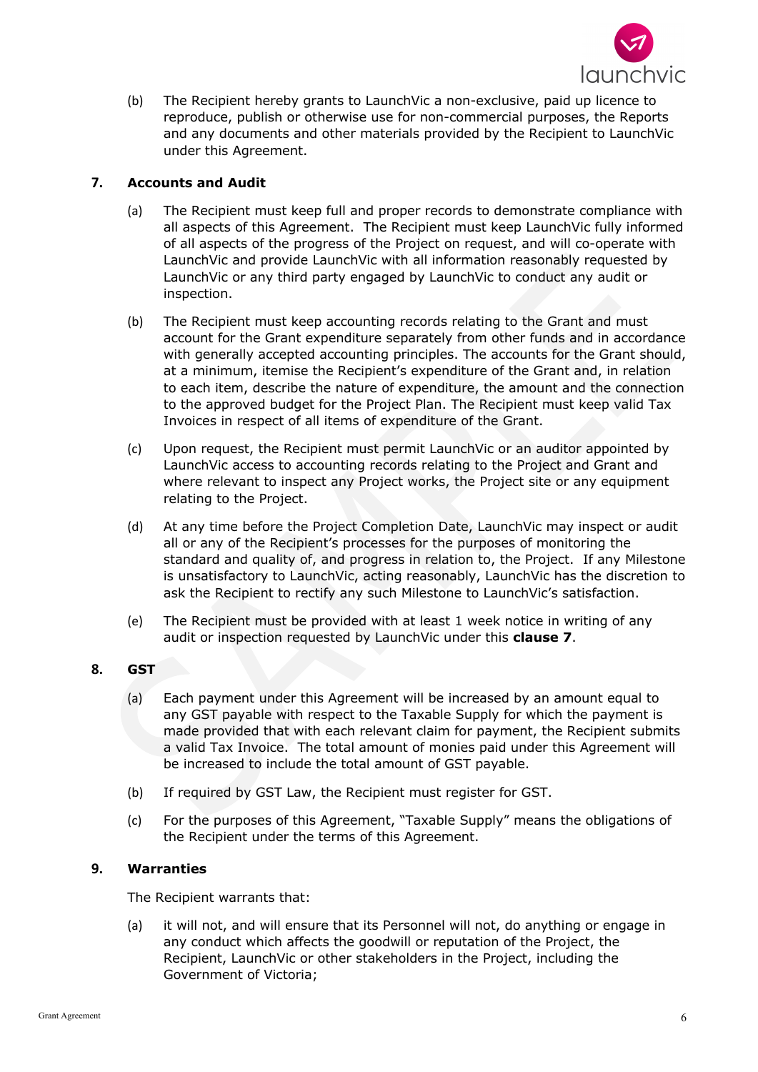(b) The Recipient hereby grants to LaunchVic a non-exclusive, paid up licence to reproduce, publish or otherwise use for non-commercial purposes, the Reports and any documents and other materials provided by the Recipient to LaunchVic under this Agreement.

## 7. Accounts and Audit

(a) The Recipient must keep full and proper records to demonstrate compliance with all aspects of this Agreement. The Recipient must keep LaunchVic fully informed of all aspects of the progress of the Project on request, and will co-operate with LaunchVic and provide LaunchVic with all information reasonably requested by LaunchVic or any third party engaged by LaunchVic to conduct any audit or inspection.

(b) The Recipient must keep accounting records relating to the Grant and must account for the Grant expenditure separately from other funds and in accordance with generally accepted accounting principles. The accounts for the Grant should, at a minimum, itemise the Recipient's expenditure of the Grant and, in relation to each item, describe the nature of expenditure, the amount and the connection to the approved budget for the Project Plan. The Recipient must keep valid Tax Invoices in respect of all items of expenditure of the Grant.

(c) Upon request, the Recipient must permit LaunchVic or an auditor appointed by LaunchVic access to accounting records relating to the Project and Grant and where relevant to inspect any Project works, the Project site or any equipment relating to the Project.

(d) At any time before the Project Completion Date, LaunchVic may inspect or audit all or any of the Recipient's processes for the purposes of monitoring the standard and quality of, and progress in relation to, the Project. If any Milestone is unsatisfactory to LaunchVic, acting reasonably, LaunchVic has the discretion to ask the Recipient to rectify any such Milestone to LaunchVic's satisfaction.

(e) The Recipient must be provided with at least 1 week notice in writing of any audit or inspection requested by LaunchVic under this **clause 7**.

## 8. GST

(a) Each payment under this Agreement will be increased by an amount equal to any GST payable with respect to the Taxable Supply for which the payment is made provided that with each relevant claim for payment, the Recipient submits a valid Tax Invoice. The total amount of monies paid under this Agreement will be increased to include the total amount of GST payable.

(b) If required by GST Law, the Recipient must register for GST.

(c) For the purposes of this Agreement, "Taxable Supply" means the obligations of the Recipient under the terms of this Agreement.

## 9. Warranties

The Recipient warrants that:

(a) it will not, and will ensure that its Personnel will not, do anything or engage in any conduct which affects the goodwill or reputation of the Project, the Recipient, LaunchVic or other stakeholders in the Project, including the Government of Victoria;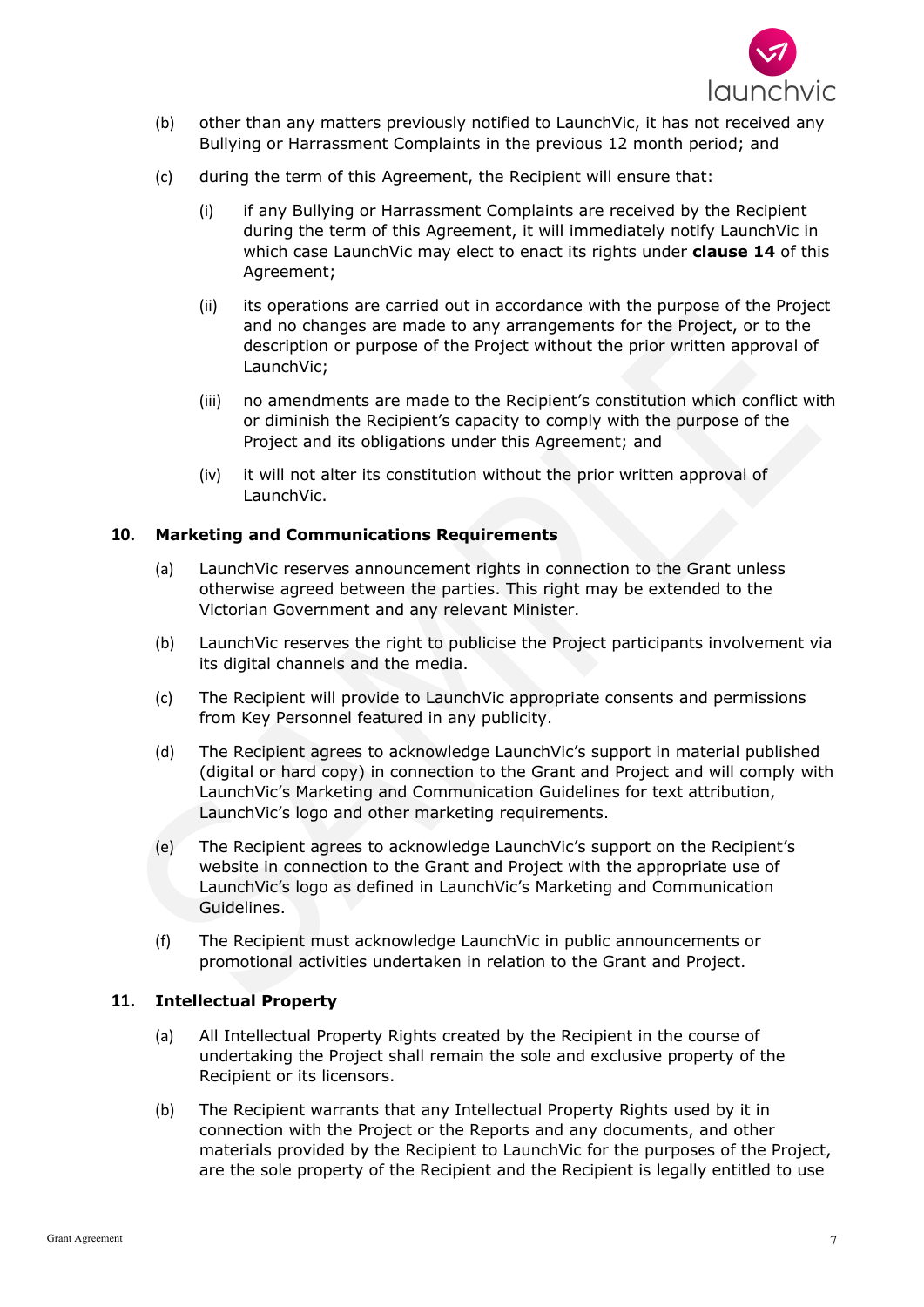(b) other than any matters previously notified to LaunchVic, it has not received any Bullying or Harrassment Complaints in the previous 12 month period; and

(c) during the term of this Agreement, the Recipient will ensure that:

   (i) if any Bullying or Harrassment Complaints are received by the Recipient during the term of this Agreement, it will immediately notify LaunchVic in which case LaunchVic may elect to enact its rights under **clause 14** of this Agreement;

   (ii) its operations are carried out in accordance with the purpose of the Project and no changes are made to any arrangements for the Project, or to the description or purpose of the Project without the prior written approval of LaunchVic;

   (iii) no amendments are made to the Recipient's constitution which conflict with or diminish the Recipient's capacity to comply with the purpose of the Project and its obligations under this Agreement; and

   (iv) it will not alter its constitution without the prior written approval of LaunchVic.

## 10. Marketing and Communications Requirements

(a) LaunchVic reserves announcement rights in connection to the Grant unless otherwise agreed between the parties. This right may be extended to the Victorian Government and any relevant Minister.

(b) LaunchVic reserves the right to publicise the Project participants involvement via its digital channels and the media.

(c) The Recipient will provide to LaunchVic appropriate consents and permissions from Key Personnel featured in any publicity.

(d) The Recipient agrees to acknowledge LaunchVic's support in material published (digital or hard copy) in connection to the Grant and Project and will comply with LaunchVic's Marketing and Communication Guidelines for text attribution, LaunchVic's logo and other marketing requirements.

(e) The Recipient agrees to acknowledge LaunchVic's support on the Recipient's website in connection to the Grant and Project with the appropriate use of LaunchVic's logo as defined in LaunchVic's Marketing and Communication Guidelines.

(f) The Recipient must acknowledge LaunchVic in public announcements or promotional activities undertaken in relation to the Grant and Project.

## 11. Intellectual Property

(a) All Intellectual Property Rights created by the Recipient in the course of undertaking the Project shall remain the sole and exclusive property of the Recipient or its licensors.

(b) The Recipient warrants that any Intellectual Property Rights used by it in connection with the Project or the Reports and any documents, and other materials provided by the Recipient to LaunchVic for the purposes of the Project, are the sole property of the Recipient and the Recipient is legally entitled to use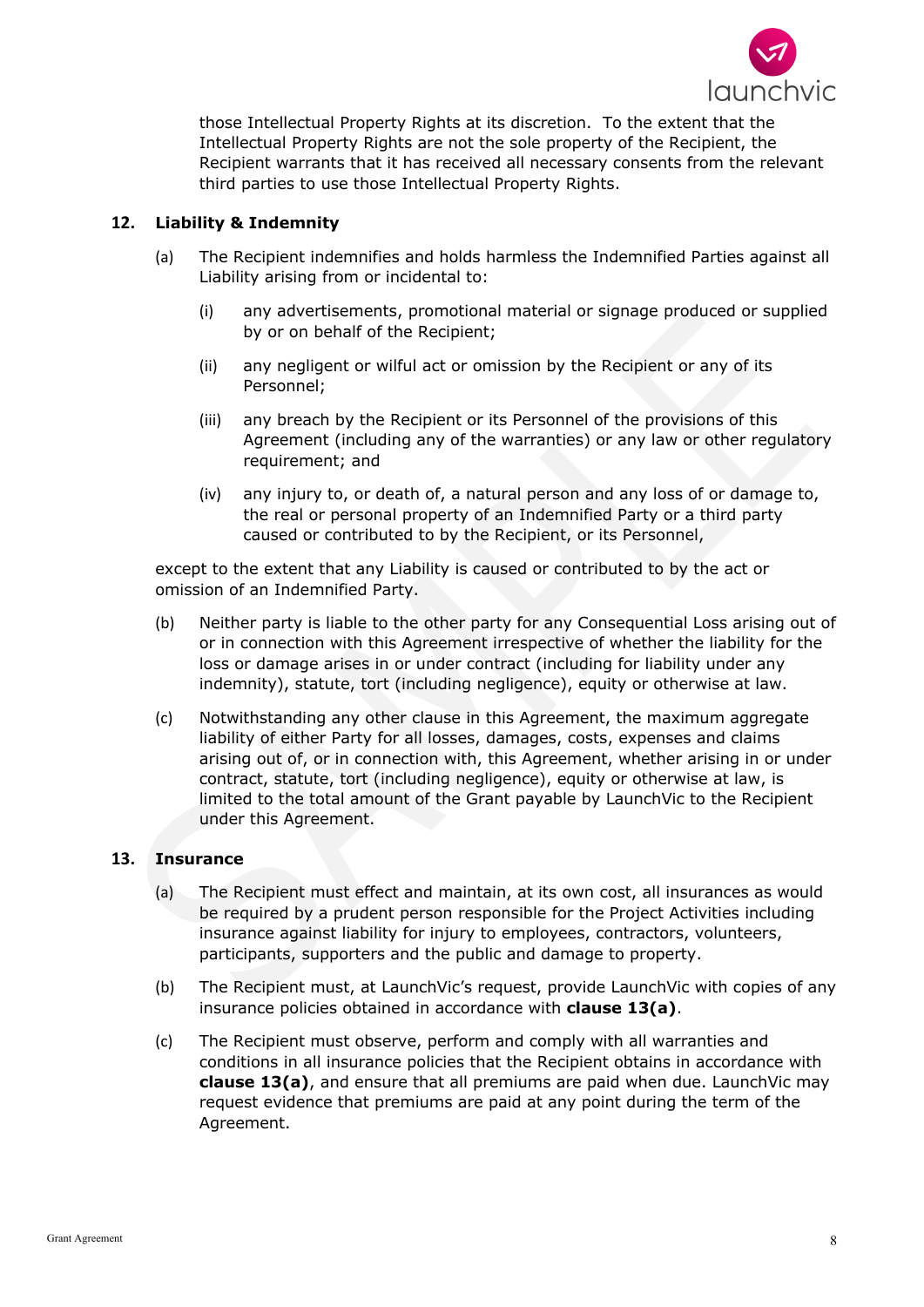those Intellectual Property Rights at its discretion. To the extent that the Intellectual Property Rights are not the sole property of the Recipient, the Recipient warrants that it has received all necessary consents from the relevant third parties to use those Intellectual Property Rights.

## 12. Liability & Indemnity

(a) The Recipient indemnifies and holds harmless the Indemnified Parties against all Liability arising from or incidental to:

(i) any advertisements, promotional material or signage produced or supplied by or on behalf of the Recipient;

(ii) any negligent or wilful act or omission by the Recipient or any of its Personnel;

(iii) any breach by the Recipient or its Personnel of the provisions of this Agreement (including any of the warranties) or any law or other regulatory requirement; and

(iv) any injury to, or death of, a natural person and any loss of or damage to, the real or personal property of an Indemnified Party or a third party caused or contributed to by the Recipient, or its Personnel,

except to the extent that any Liability is caused or contributed to by the act or omission of an Indemnified Party.

(b) Neither party is liable to the other party for any Consequential Loss arising out of or in connection with this Agreement irrespective of whether the liability for the loss or damage arises in or under contract (including for liability under any indemnity), statute, tort (including negligence), equity or otherwise at law.

(c) Notwithstanding any other clause in this Agreement, the maximum aggregate liability of either Party for all losses, damages, costs, expenses and claims arising out of, or in connection with, this Agreement, whether arising in or under contract, statute, tort (including negligence), equity or otherwise at law, is limited to the total amount of the Grant payable by LaunchVic to the Recipient under this Agreement.

## 13. Insurance

(a) The Recipient must effect and maintain, at its own cost, all insurances as would be required by a prudent person responsible for the Project Activities including insurance against liability for injury to employees, contractors, volunteers, participants, supporters and the public and damage to property.

(b) The Recipient must, at LaunchVic's request, provide LaunchVic with copies of any insurance policies obtained in accordance with **clause 13(a)**.

(c) The Recipient must observe, perform and comply with all warranties and conditions in all insurance policies that the Recipient obtains in accordance with **clause 13(a)**, and ensure that all premiums are paid when due. LaunchVic may request evidence that premiums are paid at any point during the term of the Agreement.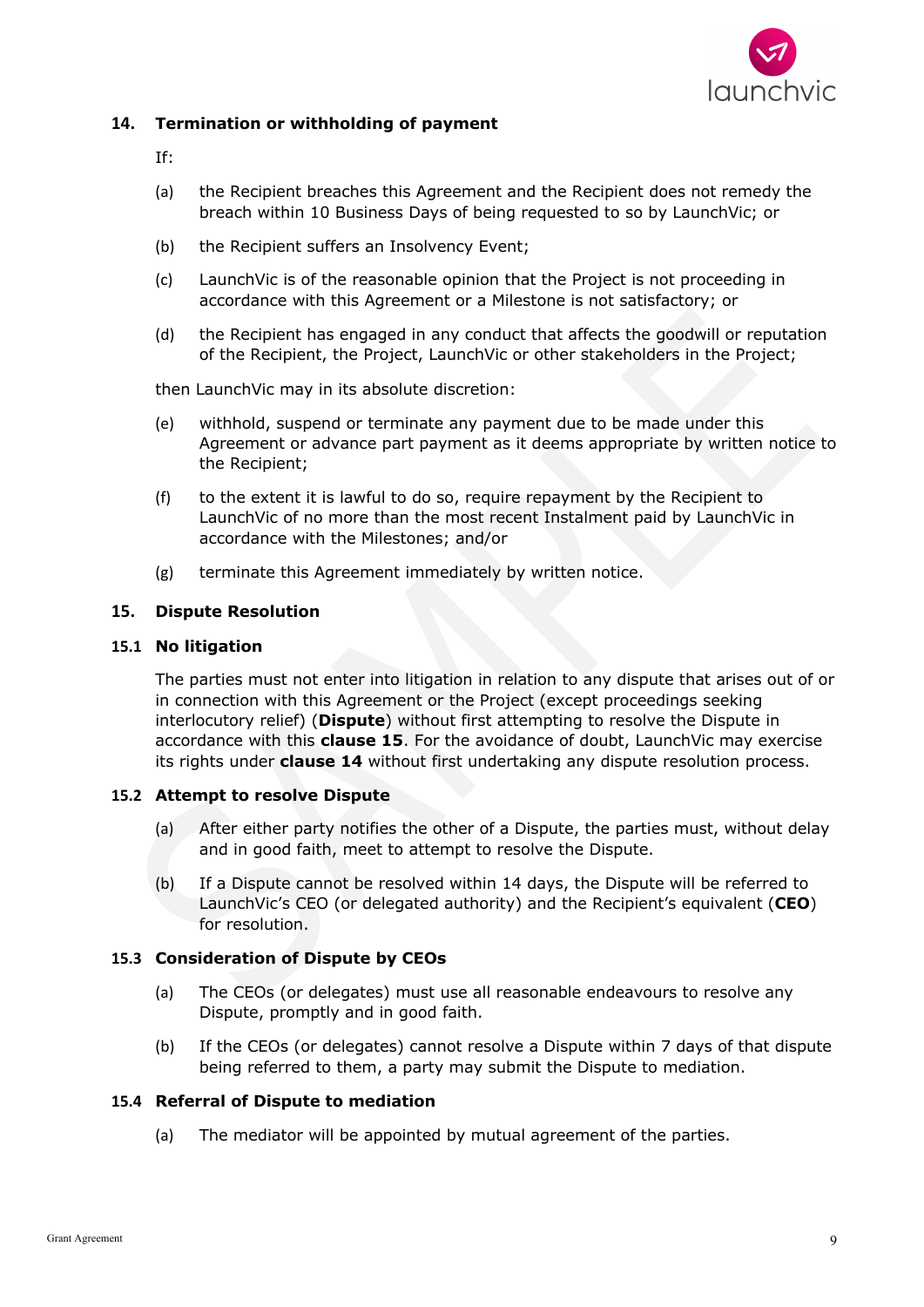## 14. Termination or withholding of payment

If:

(a) the Recipient breaches this Agreement and the Recipient does not remedy the breach within 10 Business Days of being requested to so by LaunchVic; or

(b) the Recipient suffers an Insolvency Event;

(c) LaunchVic is of the reasonable opinion that the Project is not proceeding in accordance with this Agreement or a Milestone is not satisfactory; or

(d) the Recipient has engaged in any conduct that affects the goodwill or reputation of the Recipient, the Project, LaunchVic or other stakeholders in the Project;

then LaunchVic may in its absolute discretion:

(e) withhold, suspend or terminate any payment due to be made under this Agreement or advance part payment as it deems appropriate by written notice to the Recipient;

(f) to the extent it is lawful to do so, require repayment by the Recipient to LaunchVic of no more than the most recent Instalment paid by LaunchVic in accordance with the Milestones; and/or

(g) terminate this Agreement immediately by written notice.

## 15. Dispute Resolution

### 15.1 No litigation

The parties must not enter into litigation in relation to any dispute that arises out of or in connection with this Agreement or the Project (except proceedings seeking interlocutory relief) (**Dispute**) without first attempting to resolve the Dispute in accordance with this **clause 15**. For the avoidance of doubt, LaunchVic may exercise its rights under **clause 14** without first undertaking any dispute resolution process.

### 15.2 Attempt to resolve Dispute

(a) After either party notifies the other of a Dispute, the parties must, without delay and in good faith, meet to attempt to resolve the Dispute.

(b) If a Dispute cannot be resolved within 14 days, the Dispute will be referred to LaunchVic's CEO (or delegated authority) and the Recipient's equivalent (**CEO**) for resolution.

### 15.3 Consideration of Dispute by CEOs

(a) The CEOs (or delegates) must use all reasonable endeavours to resolve any Dispute, promptly and in good faith.

(b) If the CEOs (or delegates) cannot resolve a Dispute within 7 days of that dispute being referred to them, a party may submit the Dispute to mediation.

### 15.4 Referral of Dispute to mediation

(a) The mediator will be appointed by mutual agreement of the parties.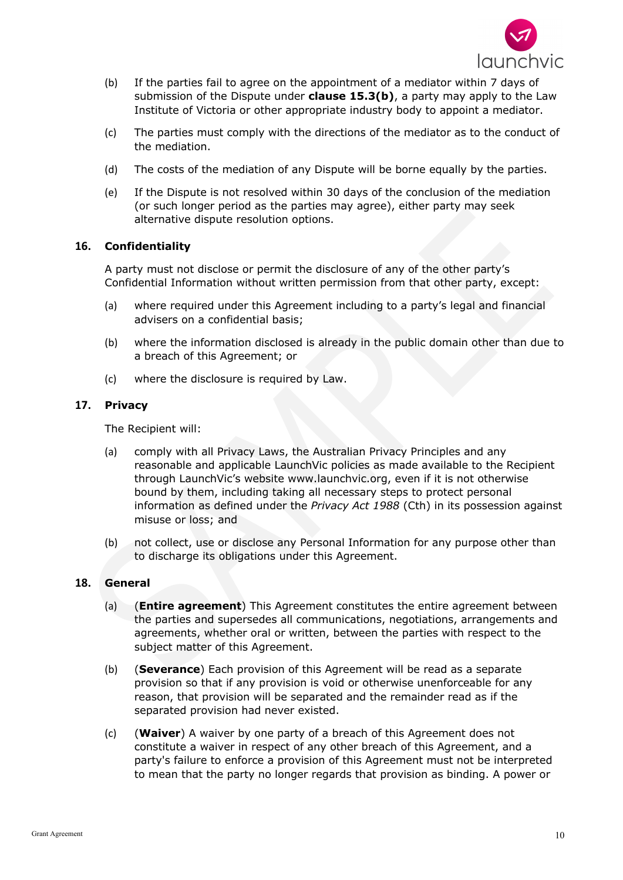(b) If the parties fail to agree on the appointment of a mediator within 7 days of submission of the Dispute under **clause 15.3(b)**, a party may apply to the Law Institute of Victoria or other appropriate industry body to appoint a mediator.

(c) The parties must comply with the directions of the mediator as to the conduct of the mediation.

(d) The costs of the mediation of any Dispute will be borne equally by the parties.

(e) If the Dispute is not resolved within 30 days of the conclusion of the mediation (or such longer period as the parties may agree), either party may seek alternative dispute resolution options.

## 16. Confidentiality

A party must not disclose or permit the disclosure of any of the other party's Confidential Information without written permission from that other party, except:

(a) where required under this Agreement including to a party's legal and financial advisers on a confidential basis;

(b) where the information disclosed is already in the public domain other than due to a breach of this Agreement; or

(c) where the disclosure is required by Law.

## 17. Privacy

The Recipient will:

(a) comply with all Privacy Laws, the Australian Privacy Principles and any reasonable and applicable LaunchVic policies as made available to the Recipient through LaunchVic's website www.launchvic.org, even if it is not otherwise bound by them, including taking all necessary steps to protect personal information as defined under the *Privacy Act 1988* (Cth) in its possession against misuse or loss; and

(b) not collect, use or disclose any Personal Information for any purpose other than to discharge its obligations under this Agreement.

## 18. General

(a) (**Entire agreement**) This Agreement constitutes the entire agreement between the parties and supersedes all communications, negotiations, arrangements and agreements, whether oral or written, between the parties with respect to the subject matter of this Agreement.

(b) (**Severance**) Each provision of this Agreement will be read as a separate provision so that if any provision is void or otherwise unenforceable for any reason, that provision will be separated and the remainder read as if the separated provision had never existed.

(c) (**Waiver**) A waiver by one party of a breach of this Agreement does not constitute a waiver in respect of any other breach of this Agreement, and a party's failure to enforce a provision of this Agreement must not be interpreted to mean that the party no longer regards that provision as binding. A power or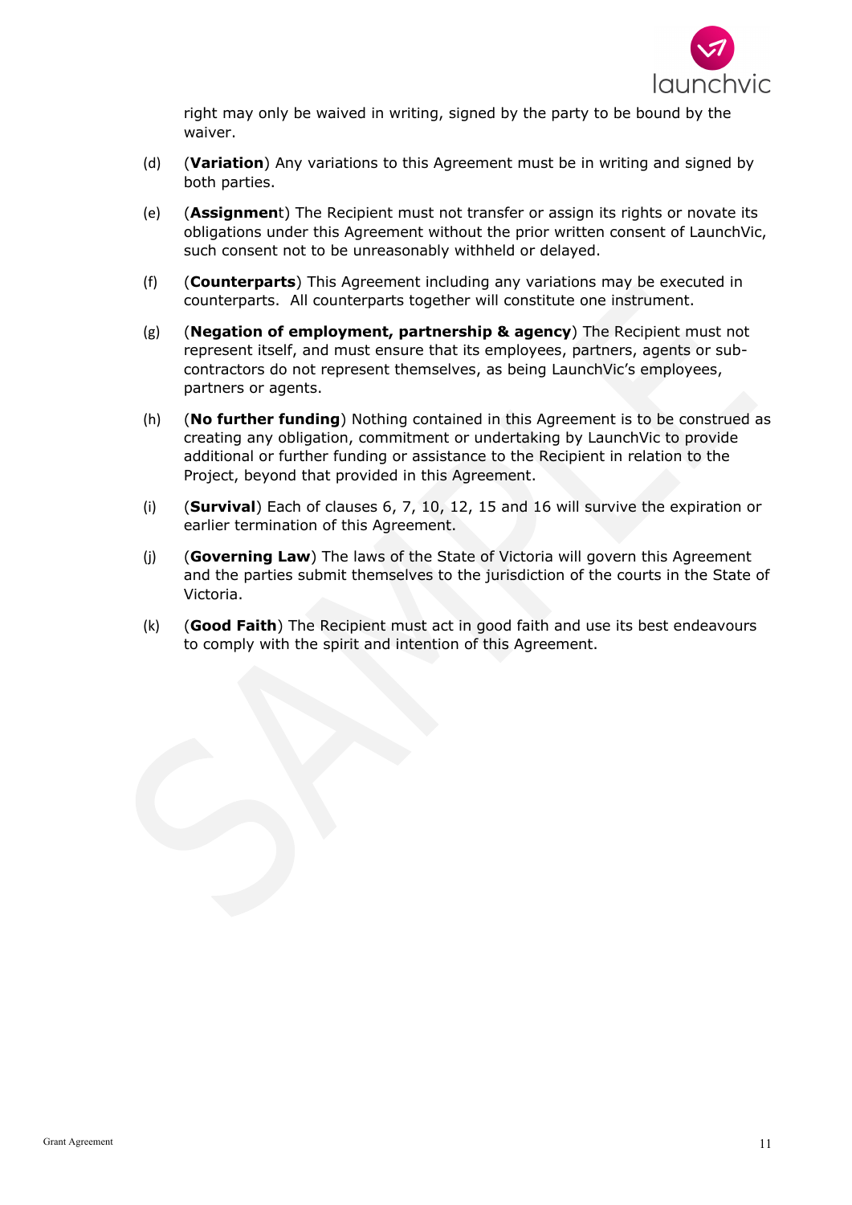right may only be waived in writing, signed by the party to be bound by the waiver.

(d) (**Variation**) Any variations to this Agreement must be in writing and signed by both parties.

(e) (**Assignment**) The Recipient must not transfer or assign its rights or novate its obligations under this Agreement without the prior written consent of LaunchVic, such consent not to be unreasonably withheld or delayed.

(f) (**Counterparts**) This Agreement including any variations may be executed in counterparts. All counterparts together will constitute one instrument.

(g) (**Negation of employment, partnership & agency**) The Recipient must not represent itself, and must ensure that its employees, partners, agents or sub-contractors do not represent themselves, as being LaunchVic's employees, partners or agents.

(h) (**No further funding**) Nothing contained in this Agreement is to be construed as creating any obligation, commitment or undertaking by LaunchVic to provide additional or further funding or assistance to the Recipient in relation to the Project, beyond that provided in this Agreement.

(i) (**Survival**) Each of clauses 6, 7, 10, 12, 15 and 16 will survive the expiration or earlier termination of this Agreement.

(j) (**Governing Law**) The laws of the State of Victoria will govern this Agreement and the parties submit themselves to the jurisdiction of the courts in the State of Victoria.

(k) (**Good Faith**) The Recipient must act in good faith and use its best endeavours to comply with the spirit and intention of this Agreement.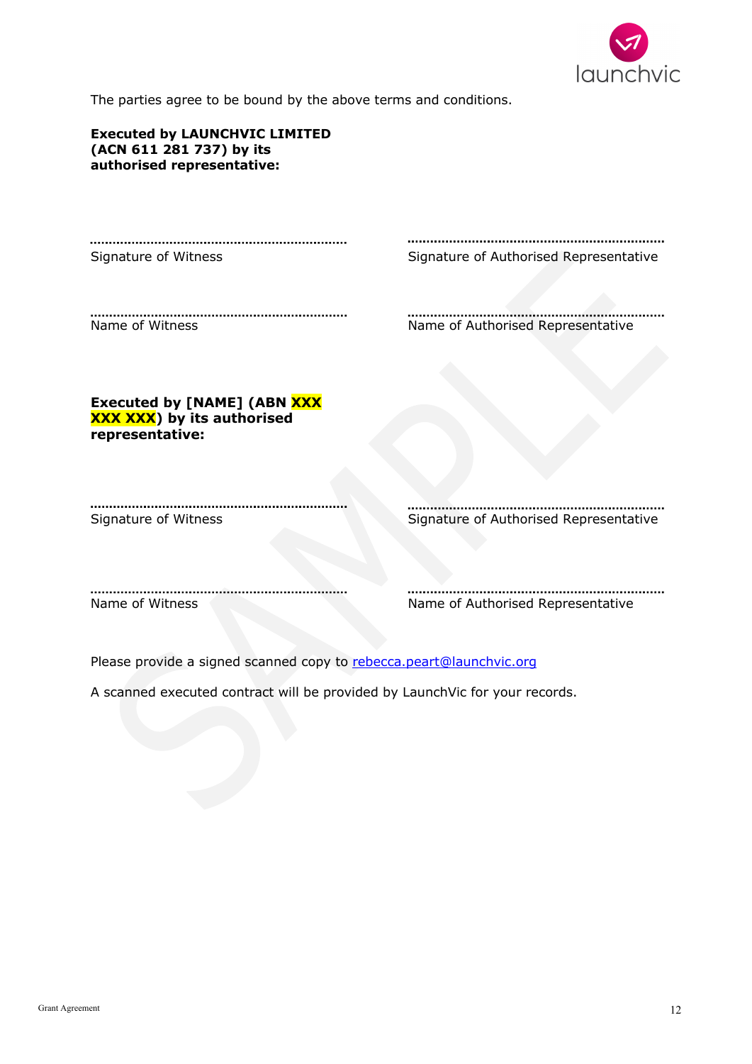The parties agree to be bound by the above terms and conditions.

**Executed by LAUNCHVIC LIMITED (ACN 611 281 737) by its authorised representative:**

| | |
|---|---|
| ........................................................................ | ........................................................................ |
| Signature of Witness | Signature of Authorised Representative |
| ........................................................................ | ........................................................................ |
| Name of Witness | Name of Authorised Representative |

**Executed by [NAME] (ABN XXX XXX XXX) by its authorised representative:**

| | |
|---|---|
| ........................................................................ | ........................................................................ |
| Signature of Witness | Signature of Authorised Representative |
| ........................................................................ | ........................................................................ |
| Name of Witness | Name of Authorised Representative |

Please provide a signed scanned copy to rebecca.peart@launchvic.org

A scanned executed contract will be provided by LaunchVic for your records.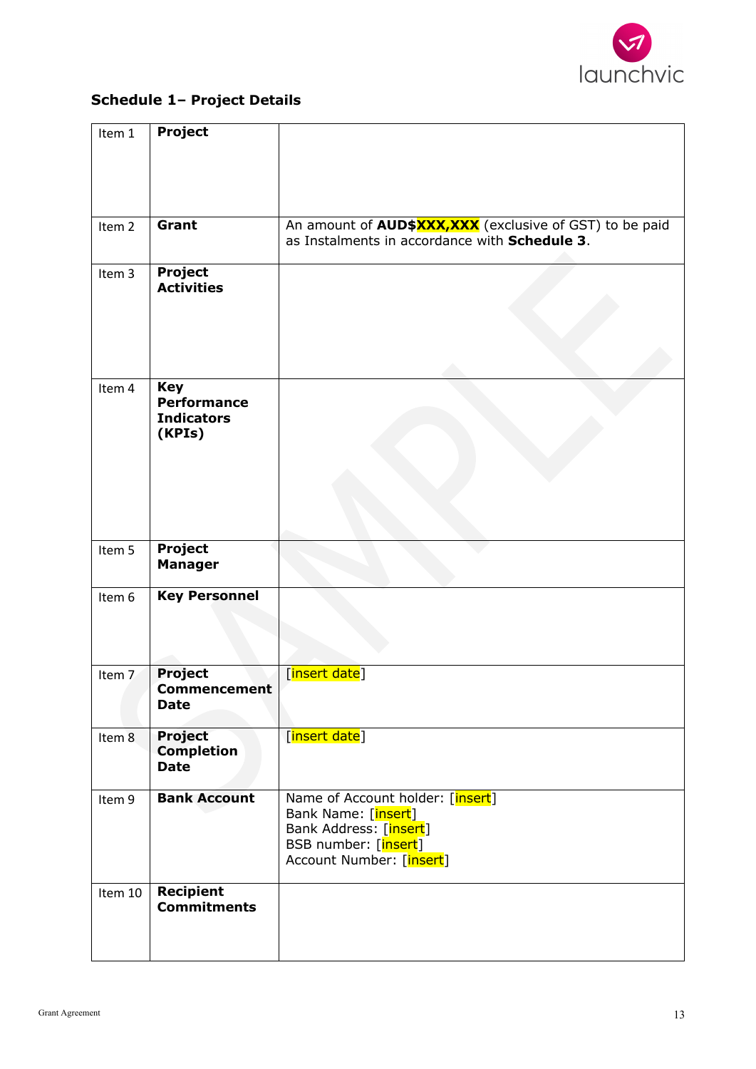### Schedule 1– Project Details

| | | |
|---|---|---|
| Item 1 | **Project** | |
| Item 2 | **Grant** | An amount of **AUD$XXX,XXX** (exclusive of GST) to be paid as Instalments in accordance with **Schedule 3**. |
| Item 3 | **Project Activities** | |
| Item 4 | **Key Performance Indicators (KPIs)** | |
| Item 5 | **Project Manager** | |
| Item 6 | **Key Personnel** | |
| Item 7 | **Project Commencement Date** | [insert date] |
| Item 8 | **Project Completion Date** | [insert date] |
| Item 9 | **Bank Account** | Name of Account holder: [insert]<br>Bank Name: [insert]<br>Bank Address: [insert]<br>BSB number: [insert]<br>Account Number: [insert] |
| Item 10 | **Recipient Commitments** | |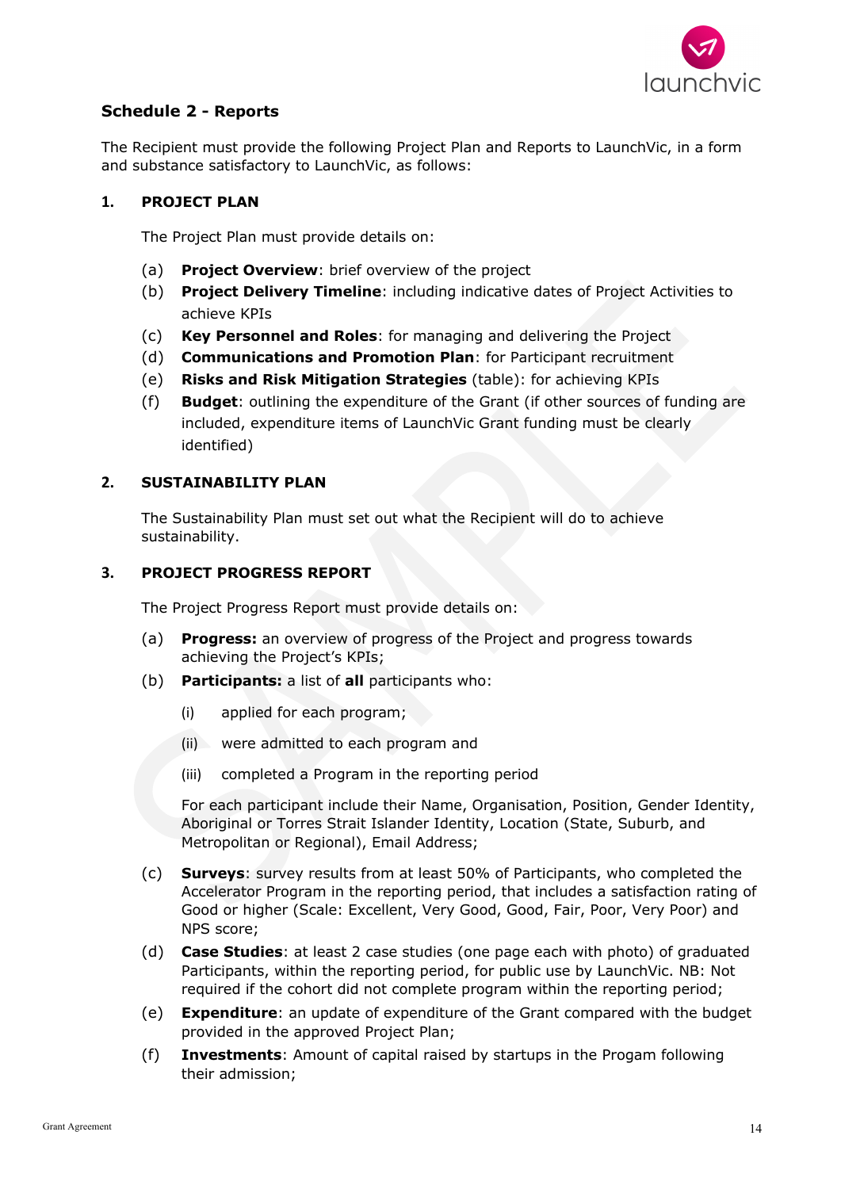## Schedule 2 - Reports

The Recipient must provide the following Project Plan and Reports to LaunchVic, in a form and substance satisfactory to LaunchVic, as follows:

### 1. PROJECT PLAN

The Project Plan must provide details on:

(a) **Project Overview**: brief overview of the project

(b) **Project Delivery Timeline**: including indicative dates of Project Activities to achieve KPIs

(c) **Key Personnel and Roles**: for managing and delivering the Project

(d) **Communications and Promotion Plan**: for Participant recruitment

(e) **Risks and Risk Mitigation Strategies** (table): for achieving KPIs

(f) **Budget**: outlining the expenditure of the Grant (if other sources of funding are included, expenditure items of LaunchVic Grant funding must be clearly identified)

### 2. SUSTAINABILITY PLAN

The Sustainability Plan must set out what the Recipient will do to achieve sustainability.

### 3. PROJECT PROGRESS REPORT

The Project Progress Report must provide details on:

(a) **Progress:** an overview of progress of the Project and progress towards achieving the Project's KPIs;

(b) **Participants:** a list of **all** participants who:

(i) applied for each program;

(ii) were admitted to each program and

(iii) completed a Program in the reporting period

For each participant include their Name, Organisation, Position, Gender Identity, Aboriginal or Torres Strait Islander Identity, Location (State, Suburb, and Metropolitan or Regional), Email Address;

(c) **Surveys**: survey results from at least 50% of Participants, who completed the Accelerator Program in the reporting period, that includes a satisfaction rating of Good or higher (Scale: Excellent, Very Good, Good, Fair, Poor, Very Poor) and NPS score;

(d) **Case Studies**: at least 2 case studies (one page each with photo) of graduated Participants, within the reporting period, for public use by LaunchVic. NB: Not required if the cohort did not complete program within the reporting period;

(e) **Expenditure**: an update of expenditure of the Grant compared with the budget provided in the approved Project Plan;

(f) **Investments**: Amount of capital raised by startups in the Progam following their admission;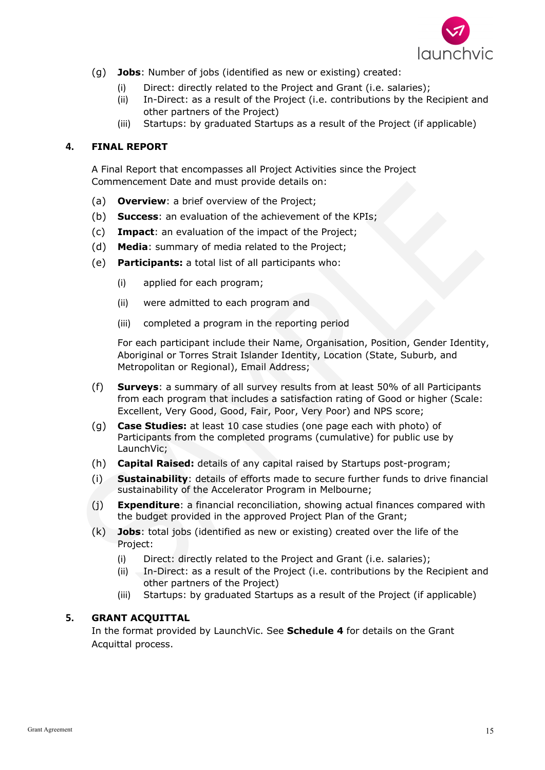(g) **Jobs**: Number of jobs (identified as new or existing) created:

   (i) Direct: directly related to the Project and Grant (i.e. salaries);
   (ii) In-Direct: as a result of the Project (i.e. contributions by the Recipient and other partners of the Project)
   (iii) Startups: by graduated Startups as a result of the Project (if applicable)

## 4. FINAL REPORT

A Final Report that encompasses all Project Activities since the Project Commencement Date and must provide details on:

(a) **Overview**: a brief overview of the Project;

(b) **Success**: an evaluation of the achievement of the KPIs;

(c) **Impact**: an evaluation of the impact of the Project;

(d) **Media**: summary of media related to the Project;

(e) **Participants:** a total list of all participants who:

   (i) applied for each program;

   (ii) were admitted to each program and

   (iii) completed a program in the reporting period

   For each participant include their Name, Organisation, Position, Gender Identity, Aboriginal or Torres Strait Islander Identity, Location (State, Suburb, and Metropolitan or Regional), Email Address;

(f) **Surveys**: a summary of all survey results from at least 50% of all Participants from each program that includes a satisfaction rating of Good or higher (Scale: Excellent, Very Good, Good, Fair, Poor, Very Poor) and NPS score;

(g) **Case Studies:** at least 10 case studies (one page each with photo) of Participants from the completed programs (cumulative) for public use by LaunchVic;

(h) **Capital Raised:** details of any capital raised by Startups post-program;

(i) **Sustainability**: details of efforts made to secure further funds to drive financial sustainability of the Accelerator Program in Melbourne;

(j) **Expenditure**: a financial reconciliation, showing actual finances compared with the budget provided in the approved Project Plan of the Grant;

(k) **Jobs**: total jobs (identified as new or existing) created over the life of the Project:

   (i) Direct: directly related to the Project and Grant (i.e. salaries);
   (ii) In-Direct: as a result of the Project (i.e. contributions by the Recipient and other partners of the Project)
   (iii) Startups: by graduated Startups as a result of the Project (if applicable)

## 5. GRANT ACQUITTAL

In the format provided by LaunchVic. See **Schedule 4** for details on the Grant Acquittal process.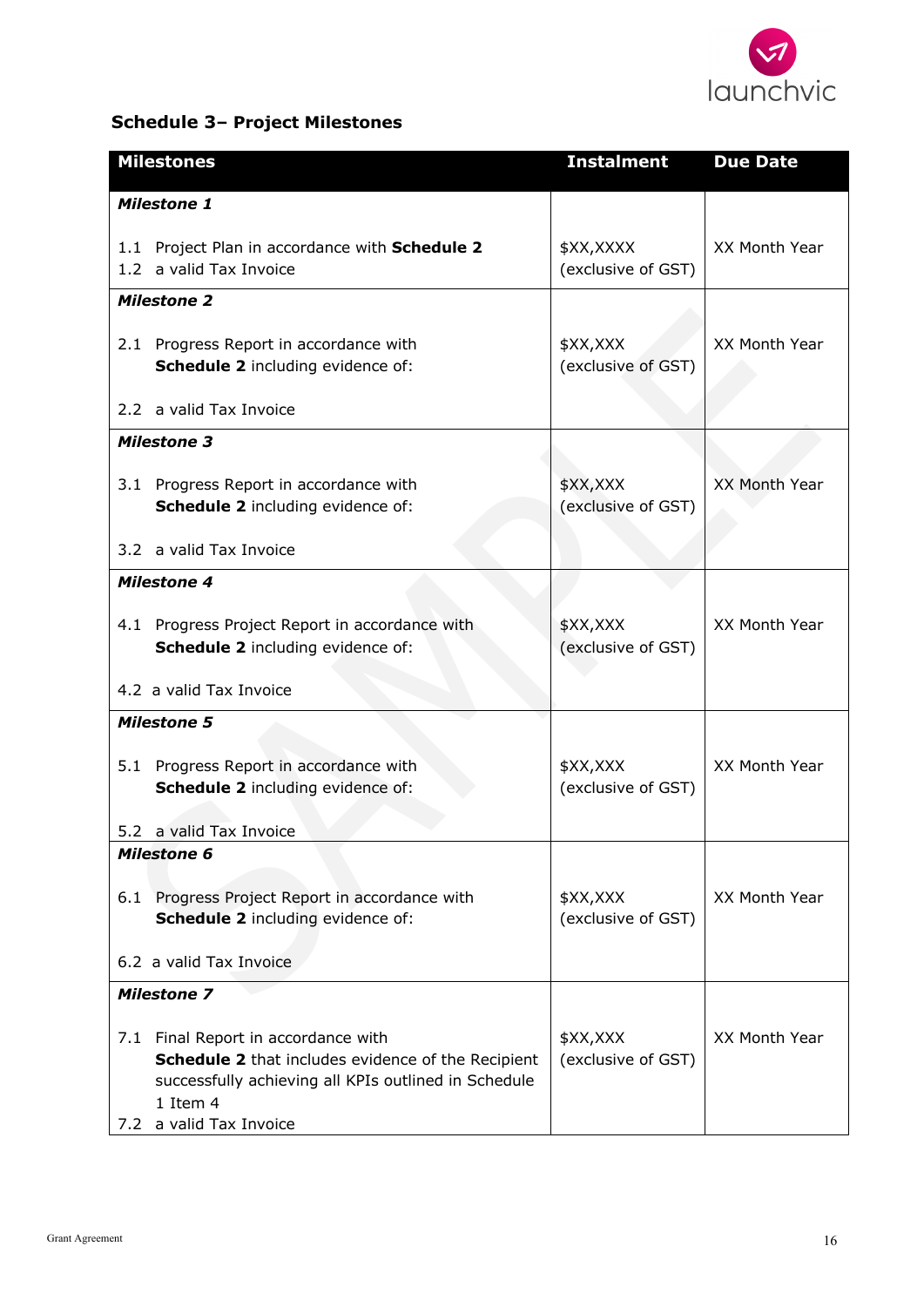## Schedule 3– Project Milestones

| Milestones | Instalment | Due Date |
|---|---|---|
| ***Milestone 1***<br><br>1.1 Project Plan in accordance with **Schedule 2**<br>1.2 a valid Tax Invoice | $XX,XXXX (exclusive of GST) | XX Month Year |
| ***Milestone 2***<br><br>2.1 Progress Report in accordance with **Schedule 2** including evidence of:<br><br>2.2 a valid Tax Invoice | $XX,XXX (exclusive of GST) | XX Month Year |
| ***Milestone 3***<br><br>3.1 Progress Report in accordance with **Schedule 2** including evidence of:<br><br>3.2 a valid Tax Invoice | $XX,XXX (exclusive of GST) | XX Month Year |
| ***Milestone 4***<br><br>4.1 Progress Project Report in accordance with **Schedule 2** including evidence of:<br><br>4.2 a valid Tax Invoice | $XX,XXX (exclusive of GST) | XX Month Year |
| ***Milestone 5***<br><br>5.1 Progress Report in accordance with **Schedule 2** including evidence of:<br><br>5.2 a valid Tax Invoice | $XX,XXX (exclusive of GST) | XX Month Year |
| ***Milestone 6***<br><br>6.1 Progress Project Report in accordance with **Schedule 2** including evidence of:<br><br>6.2 a valid Tax Invoice | $XX,XXX (exclusive of GST) | XX Month Year |
| ***Milestone 7***<br><br>7.1 Final Report in accordance with **Schedule 2** that includes evidence of the Recipient successfully achieving all KPIs outlined in Schedule 1 Item 4<br>7.2 a valid Tax Invoice | $XX,XXX (exclusive of GST) | XX Month Year |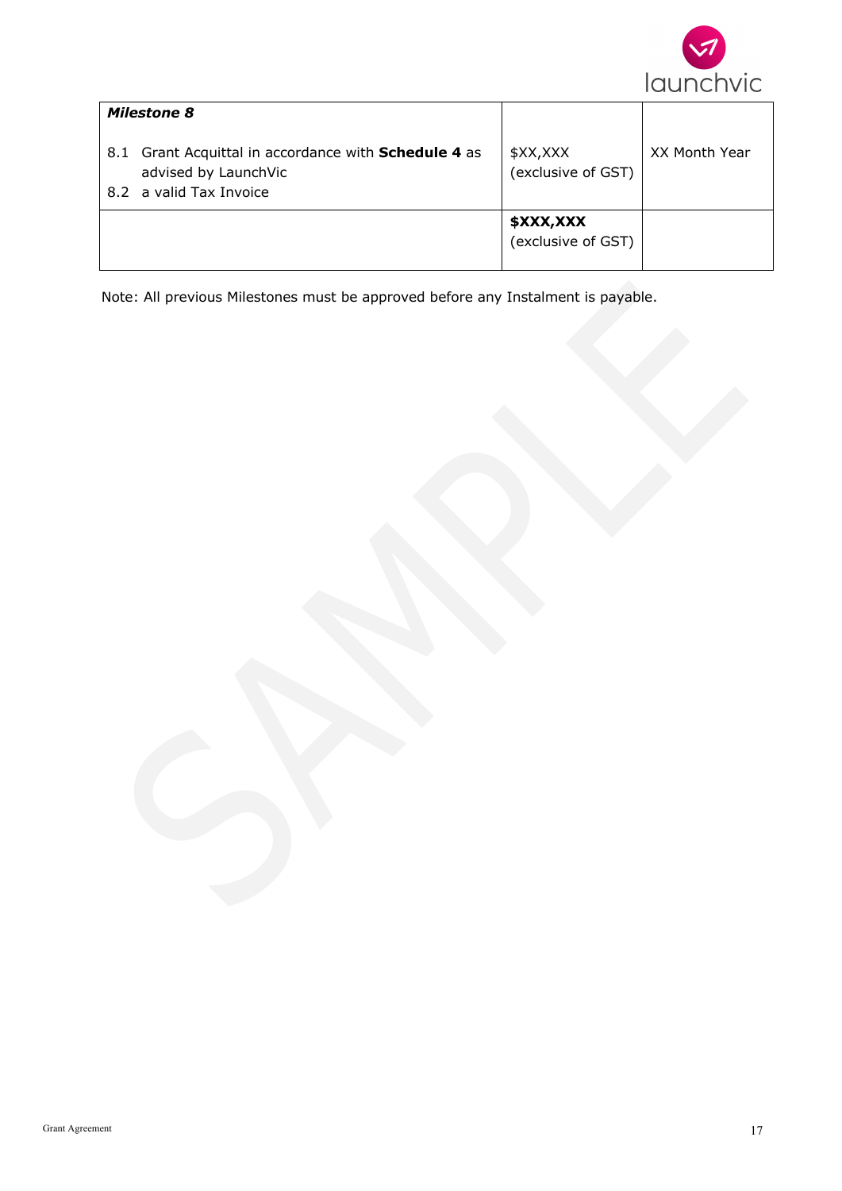| | | |
|---|---|---|
| ***Milestone 8***<br><br>8.1 Grant Acquittal in accordance with **Schedule 4** as advised by LaunchVic<br>8.2 a valid Tax Invoice | $XX,XXX (exclusive of GST) | XX Month Year |
| | **$XXX,XXX** (exclusive of GST) | |

Note: All previous Milestones must be approved before any Instalment is payable.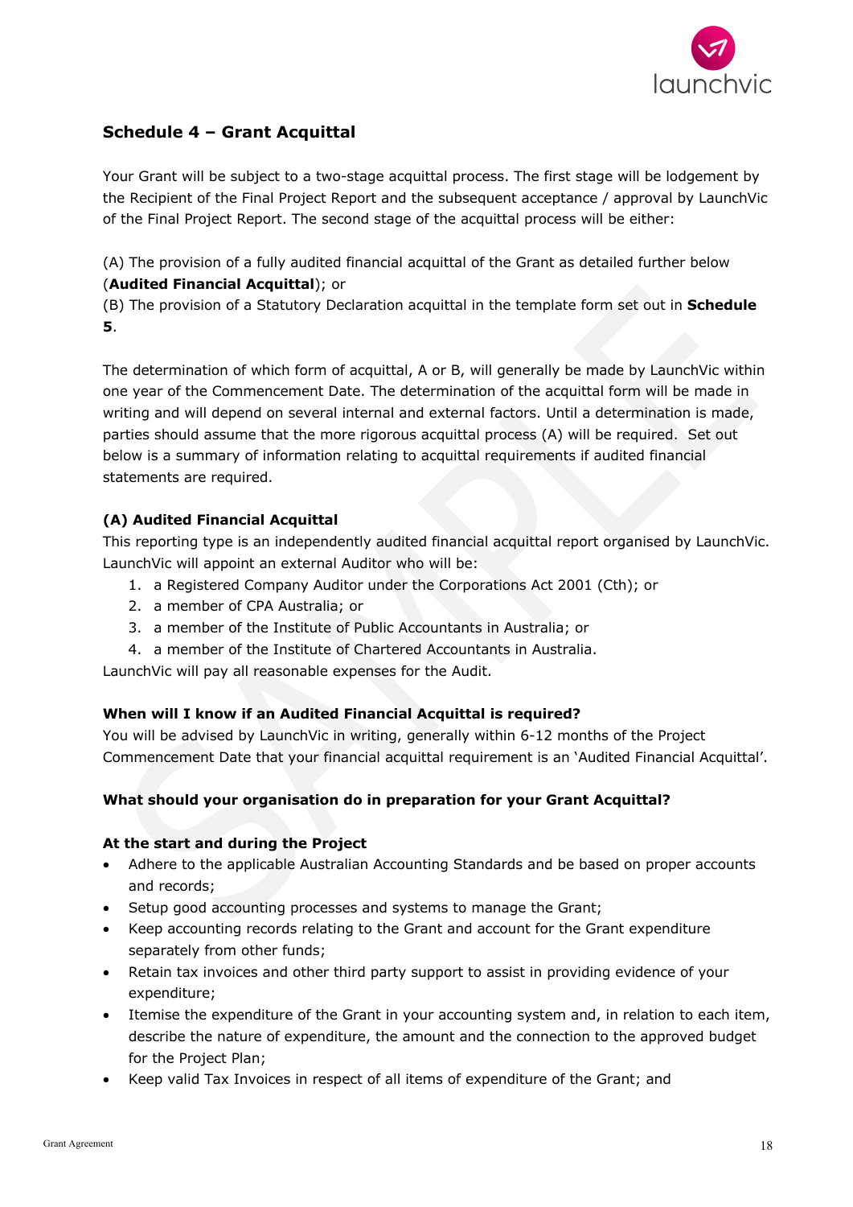## Schedule 4 – Grant Acquittal

Your Grant will be subject to a two-stage acquittal process. The first stage will be lodgement by the Recipient of the Final Project Report and the subsequent acceptance / approval by LaunchVic of the Final Project Report. The second stage of the acquittal process will be either:

(A) The provision of a fully audited financial acquittal of the Grant as detailed further below (**Audited Financial Acquittal**); or
(B) The provision of a Statutory Declaration acquittal in the template form set out in **Schedule 5**.

The determination of which form of acquittal, A or B, will generally be made by LaunchVic within one year of the Commencement Date. The determination of the acquittal form will be made in writing and will depend on several internal and external factors. Until a determination is made, parties should assume that the more rigorous acquittal process (A) will be required. Set out below is a summary of information relating to acquittal requirements if audited financial statements are required.

### (A) Audited Financial Acquittal

This reporting type is an independently audited financial acquittal report organised by LaunchVic. LaunchVic will appoint an external Auditor who will be:

1. a Registered Company Auditor under the Corporations Act 2001 (Cth); or
2. a member of CPA Australia; or
3. a member of the Institute of Public Accountants in Australia; or
4. a member of the Institute of Chartered Accountants in Australia.

LaunchVic will pay all reasonable expenses for the Audit.

### When will I know if an Audited Financial Acquittal is required?

You will be advised by LaunchVic in writing, generally within 6-12 months of the Project Commencement Date that your financial acquittal requirement is an 'Audited Financial Acquittal'.

### What should your organisation do in preparation for your Grant Acquittal?

### At the start and during the Project

- Adhere to the applicable Australian Accounting Standards and be based on proper accounts and records;
- Setup good accounting processes and systems to manage the Grant;
- Keep accounting records relating to the Grant and account for the Grant expenditure separately from other funds;
- Retain tax invoices and other third party support to assist in providing evidence of your expenditure;
- Itemise the expenditure of the Grant in your accounting system and, in relation to each item, describe the nature of expenditure, the amount and the connection to the approved budget for the Project Plan;
- Keep valid Tax Invoices in respect of all items of expenditure of the Grant; and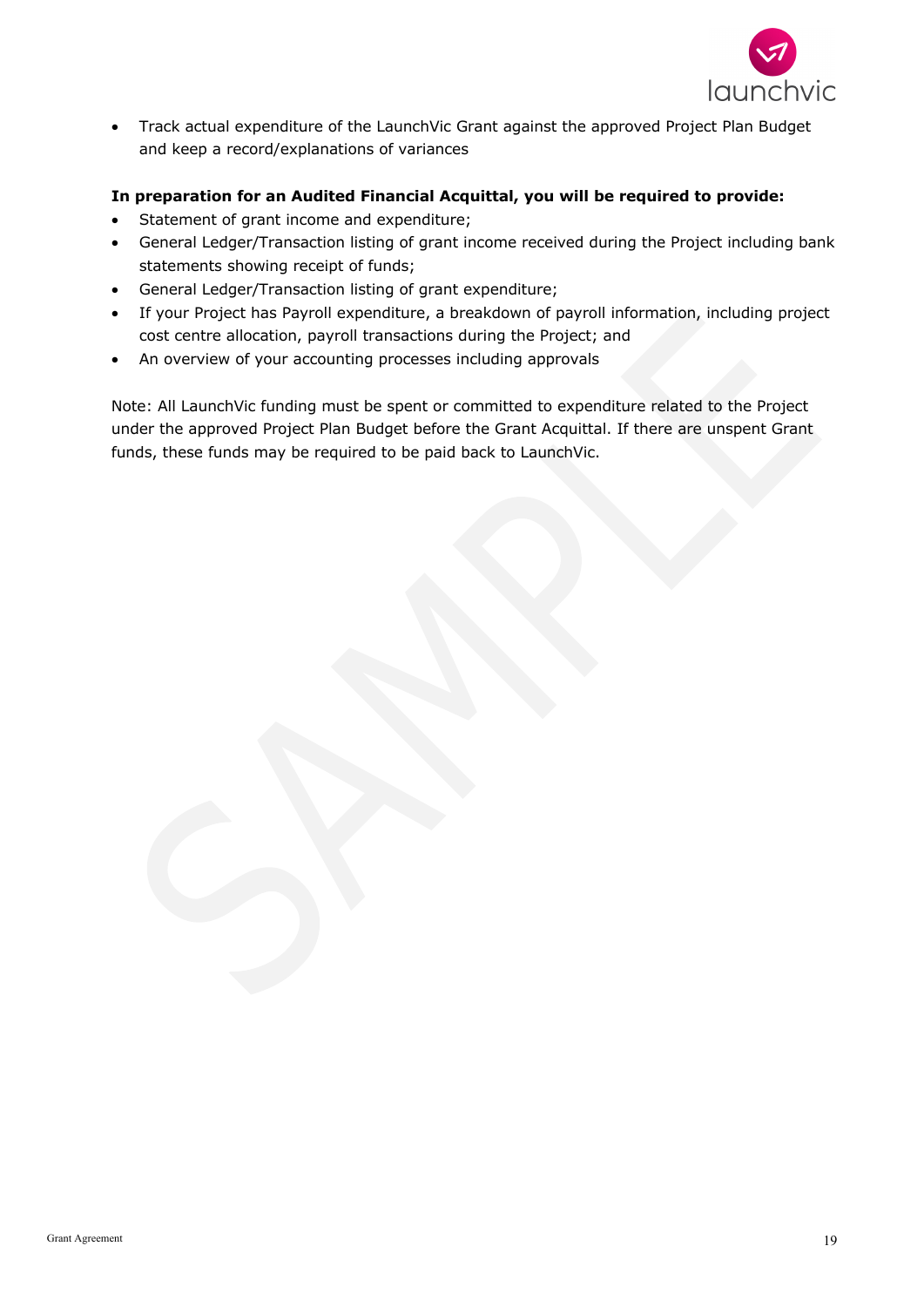- Track actual expenditure of the LaunchVic Grant against the approved Project Plan Budget and keep a record/explanations of variances

**In preparation for an Audited Financial Acquittal, you will be required to provide:**

- Statement of grant income and expenditure;
- General Ledger/Transaction listing of grant income received during the Project including bank statements showing receipt of funds;
- General Ledger/Transaction listing of grant expenditure;
- If your Project has Payroll expenditure, a breakdown of payroll information, including project cost centre allocation, payroll transactions during the Project; and
- An overview of your accounting processes including approvals

Note: All LaunchVic funding must be spent or committed to expenditure related to the Project under the approved Project Plan Budget before the Grant Acquittal. If there are unspent Grant funds, these funds may be required to be paid back to LaunchVic.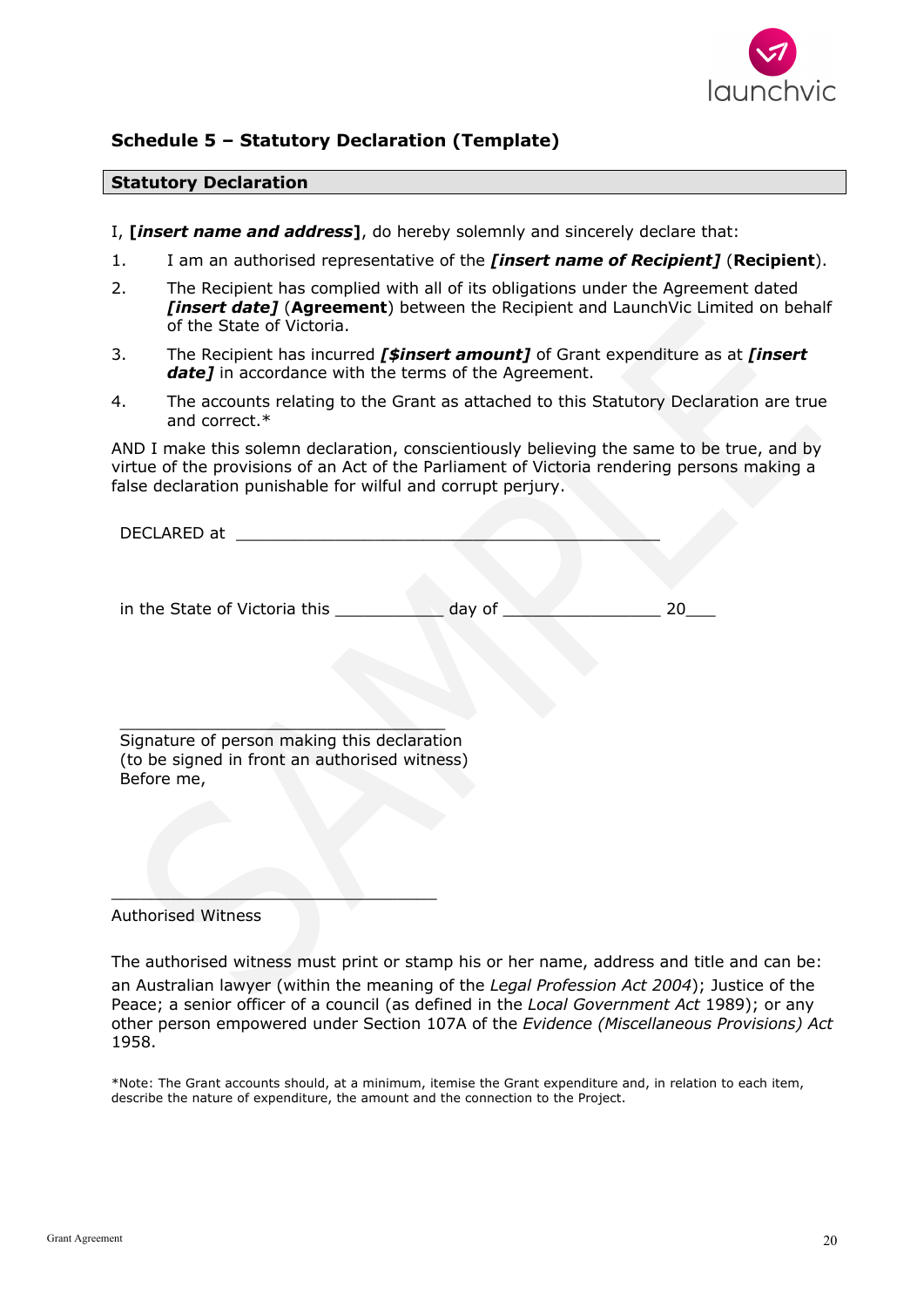## Schedule 5 – Statutory Declaration (Template)

**Statutory Declaration**

I, **[*insert name and address*]**, do hereby solemnly and sincerely declare that:

1. I am an authorised representative of the ***[insert name of Recipient]*** (**Recipient**).
2. The Recipient has complied with all of its obligations under the Agreement dated ***[insert date]*** (**Agreement**) between the Recipient and LaunchVic Limited on behalf of the State of Victoria.
3. The Recipient has incurred ***[$insert amount]*** of Grant expenditure as at ***[insert date]*** in accordance with the terms of the Agreement.
4. The accounts relating to the Grant as attached to this Statutory Declaration are true and correct.*

AND I make this solemn declaration, conscientiously believing the same to be true, and by virtue of the provisions of an Act of the Parliament of Victoria rendering persons making a false declaration punishable for wilful and corrupt perjury.

DECLARED at _____________________________________________

in the State of Victoria this ___________ day of ________________ 20___

___________________________________
Signature of person making this declaration
(to be signed in front an authorised witness)
Before me,

___________________________________
Authorised Witness

The authorised witness must print or stamp his or her name, address and title and can be:
an Australian lawyer (within the meaning of the *Legal Profession Act 2004*); Justice of the Peace; a senior officer of a council (as defined in the *Local Government Act* 1989); or any other person empowered under Section 107A of the *Evidence (Miscellaneous Provisions) Act* 1958.

*Note: The Grant accounts should, at a minimum, itemise the Grant expenditure and, in relation to each item, describe the nature of expenditure, the amount and the connection to the Project.